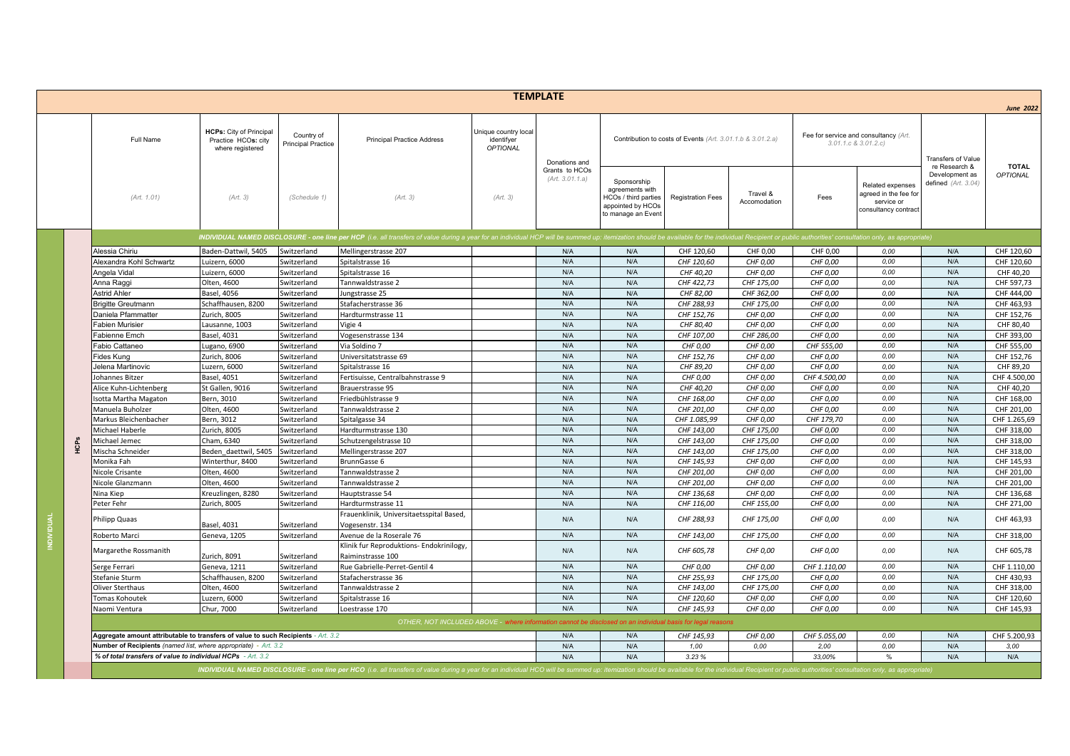# TEMPLATE

*June 2022*

| | | Full Name (Art. 1.01) | HCPs: City of Principal Practice HCOs: city where registered (Art. 3) | Country of Principal Practice (Schedule 1) | Principal Practice Address (Art. 3) | Unique country local identifyer OPTIONAL (Art. 3) | Donations and Grants to HCOs (Art. 3.01.1.a) | Contribution to costs of Events (Art. 3.01.1.b & 3.01.2.a) | | | Fee for service and consultancy (Art. 3.01.1.c & 3.01.2.c) | | Transfers of Value re Research & Development as defined (Art. 3.04) | TOTAL OPTIONAL |
|---|---|---|---|---|---|---|---|---|---|---|---|---|---|---|
| | | | | | | | | Sponsorship agreements with HCOs / third parties appointed by HCOs to manage an Event | Registration Fees | Travel & Accomodation | Fees | Related expenses agreed in the fee for service or consultancy contract | | |
| INDIVIDUAL | | *INDIVIDUAL NAMED DISCLOSURE - one line per HCP (i.e. all transfers of value during a year for an individual HCP will be summed up: itemization should be available for the individual Recipient or public authorities' consultation only, as appropriate)* | | | | | | | | | | | | |
| | HCPs | Alessia Chiriu | Baden-Dattwil, 5405 | Switzerland | Mellingerstrasse 207 | | N/A | N/A | CHF 120,60 | CHF 0,00 | CHF 0,00 | 0,00 | N/A | CHF 120,60 |
| | | Alexandra Kohl Schwartz | Luizern, 6000 | Switzerland | Spitalstrasse 16 | | N/A | N/A | CHF 120,60 | CHF 0,00 | CHF 0,00 | 0,00 | N/A | CHF 120,60 |
| | | Angela Vidal | Luizern, 6000 | Switzerland | Spitalstrasse 16 | | N/A | N/A | CHF 40,20 | CHF 0,00 | CHF 0,00 | 0,00 | N/A | CHF 40,20 |
| | | Anna Raggi | Olten, 4600 | Switzerland | Tannwaldstrasse 2 | | N/A | N/A | CHF 422,73 | CHF 175,00 | CHF 0,00 | 0,00 | N/A | CHF 597,73 |
| | | Astrid Ahler | Basel, 4056 | Switzerland | Jungstrasse 25 | | N/A | N/A | CHF 82,00 | CHF 362,00 | CHF 0,00 | 0,00 | N/A | CHF 444,00 |
| | | Brigitte Greutmann | Schaffhausen, 8200 | Switzerland | Stafacherstrasse 36 | | N/A | N/A | CHF 288,93 | CHF 175,00 | CHF 0,00 | 0,00 | N/A | CHF 463,93 |
| | | Daniela Pfammatter | Zurich, 8005 | Switzerland | Hardturmstrasse 11 | | N/A | N/A | CHF 152,76 | CHF 0,00 | CHF 0,00 | 0,00 | N/A | CHF 152,76 |
| | | Fabien Murisier | Lausanne, 1003 | Switzerland | Vigie 4 | | N/A | N/A | CHF 80,40 | CHF 0,00 | CHF 0,00 | 0,00 | N/A | CHF 80,40 |
| | | Fabienne Emch | Basel, 4031 | Switzerland | Vogesenstrasse 134 | | N/A | N/A | CHF 107,00 | CHF 286,00 | CHF 0,00 | 0,00 | N/A | CHF 393,00 |
| | | Fabio Cattaneo | Lugano, 6900 | Switzerland | Via Soldino 7 | | N/A | N/A | CHF 0,00 | CHF 0,00 | CHF 555,00 | 0,00 | N/A | CHF 555,00 |
| | | Fides Kung | Zurich, 8006 | Switzerland | Universitatstrasse 69 | | N/A | N/A | CHF 152,76 | CHF 0,00 | CHF 0,00 | 0,00 | N/A | CHF 152,76 |
| | | Jelena Martinovic | Luzern, 6000 | Switzerland | Spitalstrasse 16 | | N/A | N/A | CHF 89,20 | CHF 0,00 | CHF 0,00 | 0,00 | N/A | CHF 89,20 |
| | | Johannes Bitzer | Basel, 4051 | Switzerland | Fertisuisse, Centralbahnstrasse 9 | | N/A | N/A | CHF 0,00 | CHF 0,00 | CHF 4.500,00 | 0,00 | N/A | CHF 4.500,00 |
| | | Alice Kuhn-Lichtenberg | St Gallen, 9016 | Switzerland | Brauerstrasse 95 | | N/A | N/A | CHF 40,20 | CHF 0,00 | CHF 0,00 | 0,00 | N/A | CHF 40,20 |
| | | Isotta Martha Magaton | Bern, 3010 | Switzerland | Friedbühlstrasse 9 | | N/A | N/A | CHF 168,00 | CHF 0,00 | CHF 0,00 | 0,00 | N/A | CHF 168,00 |
| | | Manuela Buholzer | Olten, 4600 | Switzerland | Tannwaldstrasse 2 | | N/A | N/A | CHF 201,00 | CHF 0,00 | CHF 0,00 | 0,00 | N/A | CHF 201,00 |
| | | Markus Bleichenbacher | Bern, 3012 | Switzerland | Spitalgasse 34 | | N/A | N/A | CHF 1.085,99 | CHF 0,00 | CHF 179,70 | 0,00 | N/A | CHF 1.265,69 |
| | | Michael Haberle | Zurich, 8005 | Switzerland | Hardturmstrasse 130 | | N/A | N/A | CHF 143,00 | CHF 175,00 | CHF 0,00 | 0,00 | N/A | CHF 318,00 |
| | | Michael Jemec | Cham, 6340 | Switzerland | Schutzengelstrasse 10 | | N/A | N/A | CHF 143,00 | CHF 175,00 | CHF 0,00 | 0,00 | N/A | CHF 318,00 |
| | | Mischa Schneider | Beden_daettwil, 5405 | Switzerland | Mellingerstrasse 207 | | N/A | N/A | CHF 143,00 | CHF 175,00 | CHF 0,00 | 0,00 | N/A | CHF 318,00 |
| | | Monika Fah | Winterthur, 8400 | Switzerland | BrunnGasse 6 | | N/A | N/A | CHF 145,93 | CHF 0,00 | CHF 0,00 | 0,00 | N/A | CHF 145,93 |
| | | Nicole Crisante | Olten, 4600 | Switzerland | Tannwaldstrasse 2 | | N/A | N/A | CHF 201,00 | CHF 0,00 | CHF 0,00 | 0,00 | N/A | CHF 201,00 |
| | | Nicole Glanzmann | Olten, 4600 | Switzerland | Tannwaldstrasse 2 | | N/A | N/A | CHF 201,00 | CHF 0,00 | CHF 0,00 | 0,00 | N/A | CHF 201,00 |
| | | Nina Kiep | Kreuzlingen, 8280 | Switzerland | Hauptstrasse 54 | | N/A | N/A | CHF 136,68 | CHF 0,00 | CHF 0,00 | 0,00 | N/A | CHF 136,68 |
| | | Peter Fehr | Zurich, 8005 | Switzerland | Hardturmstrasse 11 | | N/A | N/A | CHF 116,00 | CHF 155,00 | CHF 0,00 | 0,00 | N/A | CHF 271,00 |
| | | Philipp Quaas | Basel, 4031 | Switzerland | Frauenklinik, Universitaetsspital Based, Vogesenstr. 134 | | N/A | N/A | CHF 288,93 | CHF 175,00 | CHF 0,00 | 0,00 | N/A | CHF 463,93 |
| | | Roberto Marci | Geneva, 1205 | Switzerland | Avenue de la Roserale 76 | | N/A | N/A | CHF 143,00 | CHF 175,00 | CHF 0,00 | 0,00 | N/A | CHF 318,00 |
| | | Margarethe Rossmanith | Zurich, 8091 | Switzerland | Klinik fur Reproduktions- Endokrinilogy, Raiminstrasse 100 | | N/A | N/A | CHF 605,78 | CHF 0,00 | CHF 0,00 | 0,00 | N/A | CHF 605,78 |
| | | Serge Ferrari | Geneva, 1211 | Switzerland | Rue Gabrielle-Perret-Gentil 4 | | N/A | N/A | CHF 0,00 | CHF 0,00 | CHF 1.110,00 | 0,00 | N/A | CHF 1.110,00 |
| | | Stefanie Sturm | Schaffhausen, 8200 | Switzerland | Stafacherstrasse 36 | | N/A | N/A | CHF 255,93 | CHF 175,00 | CHF 0,00 | 0,00 | N/A | CHF 430,93 |
| | | Oliver Sterthaus | Olten, 4600 | Switzerland | Tannwaldstrasse 2 | | N/A | N/A | CHF 143,00 | CHF 175,00 | CHF 0,00 | 0,00 | N/A | CHF 318,00 |
| | | Tomas Kohoutek | Luzern, 6000 | Switzerland | Spitalstrasse 16 | | N/A | N/A | CHF 120,60 | CHF 0,00 | CHF 0,00 | 0,00 | N/A | CHF 120,60 |
| | | Naomi Ventura | Chur, 7000 | Switzerland | Loestrasse 170 | | N/A | N/A | CHF 145,93 | CHF 0,00 | CHF 0,00 | 0,00 | N/A | CHF 145,93 |
| | | *OTHER, NOT INCLUDED ABOVE - where information cannot be disclosed on an individual basis for legal reasons* | | | | | | | | | | | | |
| | | **Aggregate amount attributable to transfers of value to such Recipients** - Art. 3.2 | | | | | N/A | N/A | CHF 145,93 | CHF 0,00 | CHF 5.055,00 | 0,00 | N/A | CHF 5.200,93 |
| | | **Number of Recipients** *(named list, where appropriate)* - Art. 3.2 | | | | | N/A | N/A | 1,00 | 0,00 | 2,00 | 0,00 | N/A | 3,00 |
| | | **% of total transfers of value to individual HCPs** - Art. 3.2 | | | | | N/A | N/A | 3.23 % | | 33,00% | % | N/A | N/A |
| | | *INDIVIDUAL NAMED DISCLOSURE - one line per HCO (i.e. all transfers of value during a year for an individual HCO will be summed up: itemization should be available for the individual Recipient or public authorities' consultation only, as appropriate)* | | | | | | | | | | | | |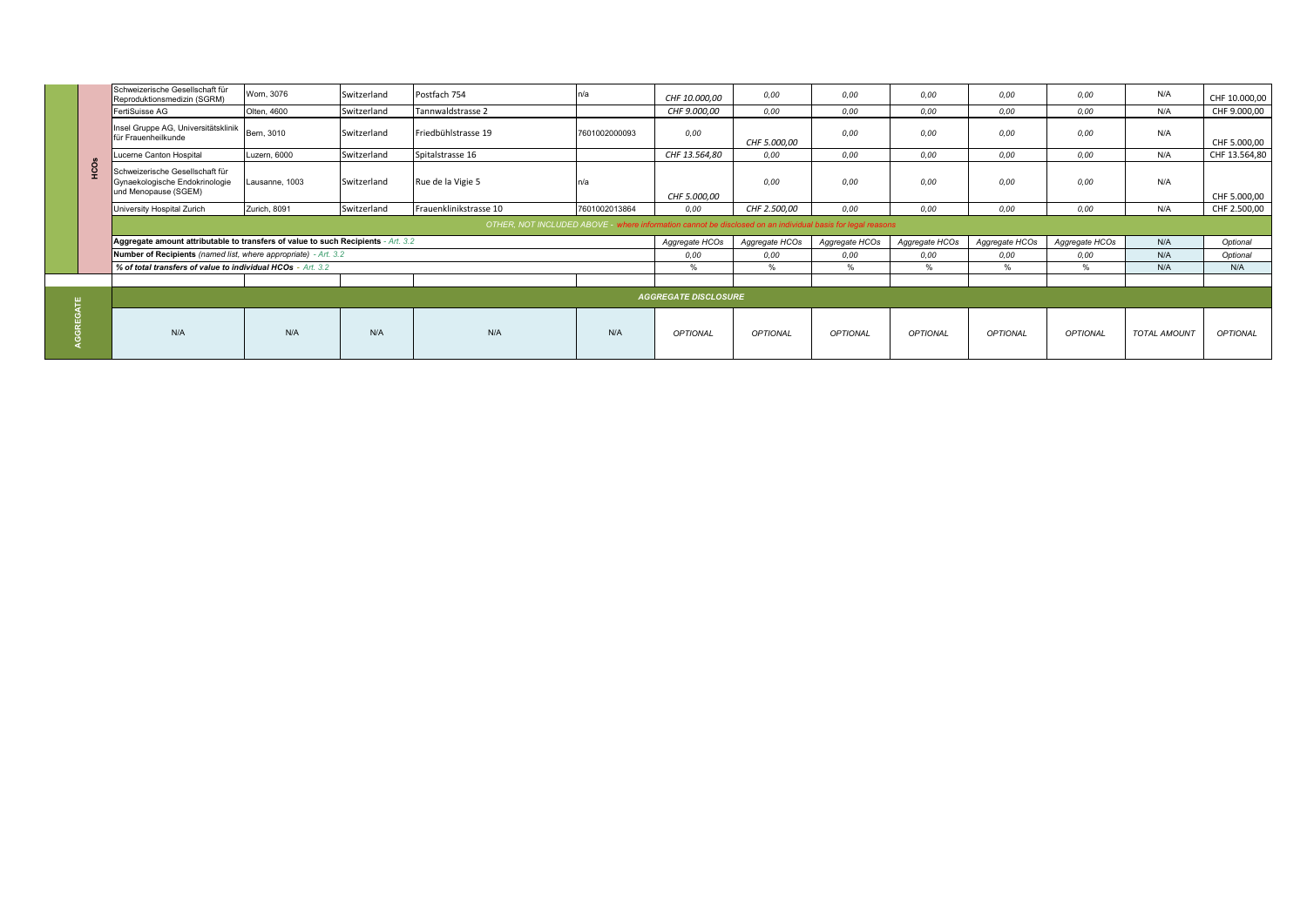| | | | | | | | | | | | | | |
|---|---|---|---|---|---|---|---|---|---|---|---|---|---|
| HCOs | Schweizerische Gesellschaft für Reproduktionsmedizin (SGRM) | Worn, 3076 | Switzerland | Postfach 754 | n/a | CHF 10.000,00 | 0,00 | 0,00 | 0,00 | 0,00 | 0,00 | N/A | CHF 10.000,00 |
| | FertiSuisse AG | Olten, 4600 | Switzerland | Tannwaldstrasse 2 | | CHF 9.000,00 | 0,00 | 0,00 | 0,00 | 0,00 | 0,00 | N/A | CHF 9.000,00 |
| | Insel Gruppe AG, Universitätsklinik für Frauenheilkunde | Bern, 3010 | Switzerland | Friedbühlstrasse 19 | 7601002000093 | 0,00 | CHF 5.000,00 | 0,00 | 0,00 | 0,00 | 0,00 | N/A | CHF 5.000,00 |
| | Lucerne Canton Hospital | Luzern, 6000 | Switzerland | Spitalstrasse 16 | | CHF 13.564,80 | 0,00 | 0,00 | 0,00 | 0,00 | 0,00 | N/A | CHF 13.564,80 |
| | Schweizerische Gesellschaft für Gynaekologische Endokrinologie und Menopause (SGEM) | Lausanne, 1003 | Switzerland | Rue de la Vigie 5 | n/a | CHF 5.000,00 | 0,00 | 0,00 | 0,00 | 0,00 | 0,00 | N/A | CHF 5.000,00 |
| | University Hospital Zurich | Zurich, 8091 | Switzerland | Frauenklinikstrasse 10 | 7601002013864 | 0,00 | CHF 2.500,00 | 0,00 | 0,00 | 0,00 | 0,00 | N/A | CHF 2.500,00 |
| | OTHER, NOT INCLUDED ABOVE - where information cannot be disclosed on an individual basis for legal reasons | | | | | | | | | | | | |
| | Aggregate amount attributable to transfers of value to such Recipients - Art. 3.2 | | | | | Aggregate HCOs | Aggregate HCOs | Aggregate HCOs | Aggregate HCOs | Aggregate HCOs | Aggregate HCOs | N/A | Optional |
| | Number of Recipients (named list, where appropriate) - Art. 3.2 | | | | | 0,00 | 0,00 | 0,00 | 0,00 | 0,00 | 0,00 | N/A | Optional |
| | % of total transfers of value to individual HCOs - Art. 3.2 | | | | | % | % | % | % | % | % | N/A | N/A |
| | | | | | | | | | | | | | |
| AGGREGATE | AGGREGATE DISCLOSURE | | | | | | | | | | | | |
| | N/A | N/A | N/A | N/A | N/A | OPTIONAL | OPTIONAL | OPTIONAL | OPTIONAL | OPTIONAL | OPTIONAL | TOTAL AMOUNT | OPTIONAL |